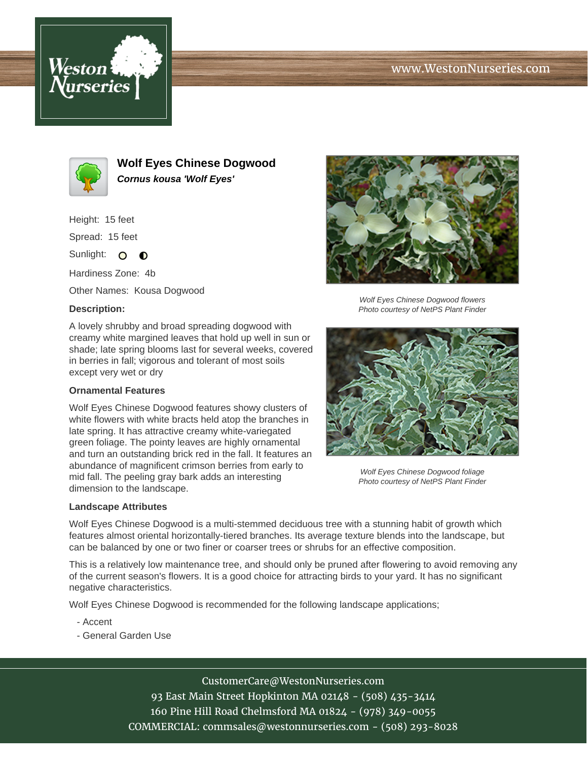# Wolf Eyes Chinese Dogwood

***Cornus kousa 'Wolf Eyes'***

Height: 15 feet

Spread: 15 feet

Sunlight:

Hardiness Zone: 4b

Other Names: Kousa Dogwood

**Description:**

A lovely shrubby and broad spreading dogwood with creamy white margined leaves that hold up well in sun or shade; late spring blooms last for several weeks, covered in berries in fall; vigorous and tolerant of most soils except very wet or dry

*Wolf Eyes Chinese Dogwood flowers*
*Photo courtesy of NetPS Plant Finder*

*Wolf Eyes Chinese Dogwood foliage*
*Photo courtesy of NetPS Plant Finder*

### Ornamental Features

Wolf Eyes Chinese Dogwood features showy clusters of white flowers with white bracts held atop the branches in late spring. It has attractive creamy white-variegated green foliage. The pointy leaves are highly ornamental and turn an outstanding brick red in the fall. It features an abundance of magnificent crimson berries from early to mid fall. The peeling gray bark adds an interesting dimension to the landscape.

### Landscape Attributes

Wolf Eyes Chinese Dogwood is a multi-stemmed deciduous tree with a stunning habit of growth which features almost oriental horizontally-tiered branches. Its average texture blends into the landscape, but can be balanced by one or two finer or coarser trees or shrubs for an effective composition.

This is a relatively low maintenance tree, and should only be pruned after flowering to avoid removing any of the current season's flowers. It is a good choice for attracting birds to your yard. It has no significant negative characteristics.

Wolf Eyes Chinese Dogwood is recommended for the following landscape applications;

- Accent
- General Garden Use

CustomerCare@WestonNurseries.com
93 East Main Street Hopkinton MA 02148 - (508) 435-3414
160 Pine Hill Road Chelmsford MA 01824 - (978) 349-0055
COMMERCIAL: commsales@westonnurseries.com - (508) 293-8028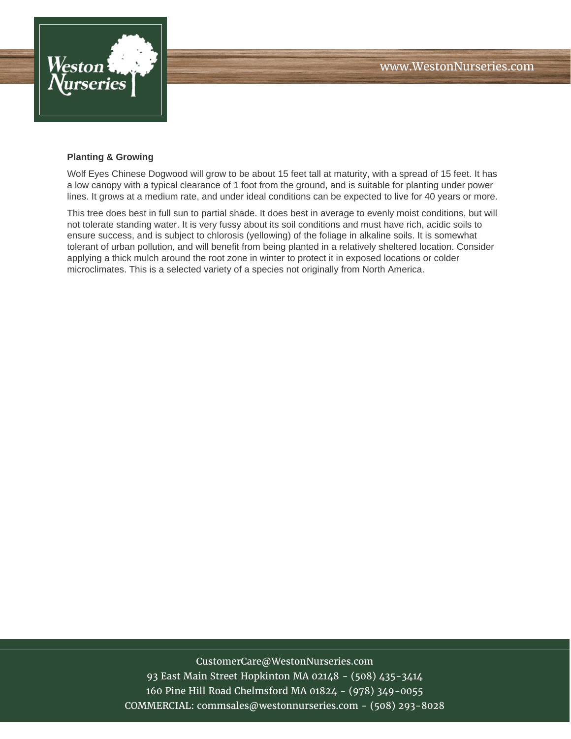**Planting & Growing**

Wolf Eyes Chinese Dogwood will grow to be about 15 feet tall at maturity, with a spread of 15 feet. It has a low canopy with a typical clearance of 1 foot from the ground, and is suitable for planting under power lines. It grows at a medium rate, and under ideal conditions can be expected to live for 40 years or more.

This tree does best in full sun to partial shade. It does best in average to evenly moist conditions, but will not tolerate standing water. It is very fussy about its soil conditions and must have rich, acidic soils to ensure success, and is subject to chlorosis (yellowing) of the foliage in alkaline soils. It is somewhat tolerant of urban pollution, and will benefit from being planted in a relatively sheltered location. Consider applying a thick mulch around the root zone in winter to protect it in exposed locations or colder microclimates. This is a selected variety of a species not originally from North America.